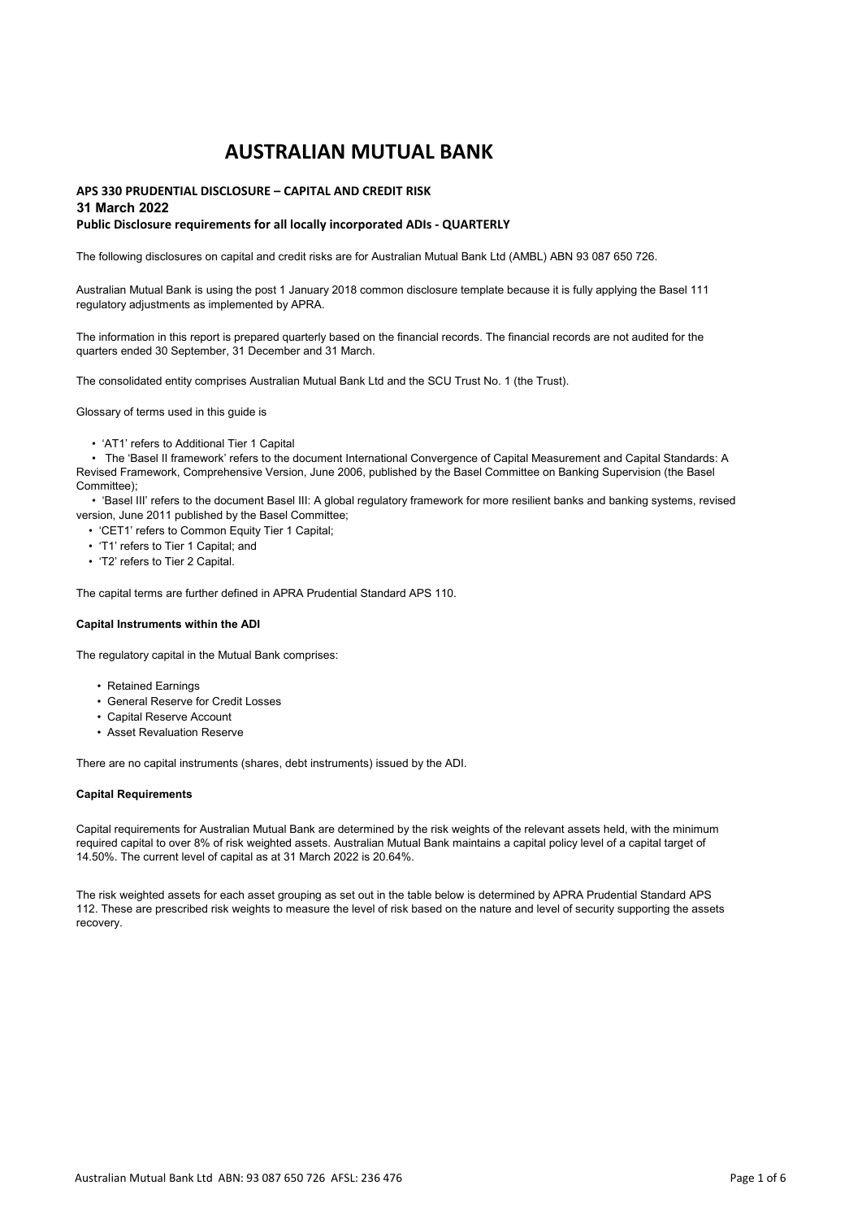# AUSTRALIAN MUTUAL BANK

**APS 330 PRUDENTIAL DISCLOSURE – CAPITAL AND CREDIT RISK**
**31 March 2022**
**Public Disclosure requirements for all locally incorporated ADIs - QUARTERLY**

The following disclosures on capital and credit risks are for Australian Mutual Bank Ltd (AMBL) ABN 93 087 650 726.

Australian Mutual Bank is using the post 1 January 2018 common disclosure template because it is fully applying the Basel 111 regulatory adjustments as implemented by APRA.

The information in this report is prepared quarterly based on the financial records. The financial records are not audited for the quarters ended 30 September, 31 December and 31 March.

The consolidated entity comprises Australian Mutual Bank Ltd and the SCU Trust No. 1 (the Trust).

Glossary of terms used in this guide is

- 'AT1' refers to Additional Tier 1 Capital
- The 'Basel II framework' refers to the document International Convergence of Capital Measurement and Capital Standards: A Revised Framework, Comprehensive Version, June 2006, published by the Basel Committee on Banking Supervision (the Basel Committee);
- 'Basel III' refers to the document Basel III: A global regulatory framework for more resilient banks and banking systems, revised version, June 2011 published by the Basel Committee;
- 'CET1' refers to Common Equity Tier 1 Capital;
- 'T1' refers to Tier 1 Capital; and
- 'T2' refers to Tier 2 Capital.

The capital terms are further defined in APRA Prudential Standard APS 110.

**Capital Instruments within the ADI**

The regulatory capital in the Mutual Bank comprises:

- Retained Earnings
- General Reserve for Credit Losses
- Capital Reserve Account
- Asset Revaluation Reserve

There are no capital instruments (shares, debt instruments) issued by the ADI.

**Capital Requirements**

Capital requirements for Australian Mutual Bank are determined by the risk weights of the relevant assets held, with the minimum required capital to over 8% of risk weighted assets. Australian Mutual Bank maintains a capital policy level of a capital target of 14.50%. The current level of capital as at 31 March 2022 is 20.64%.

The risk weighted assets for each asset grouping as set out in the table below is determined by APRA Prudential Standard APS 112. These are prescribed risk weights to measure the level of risk based on the nature and level of security supporting the assets recovery.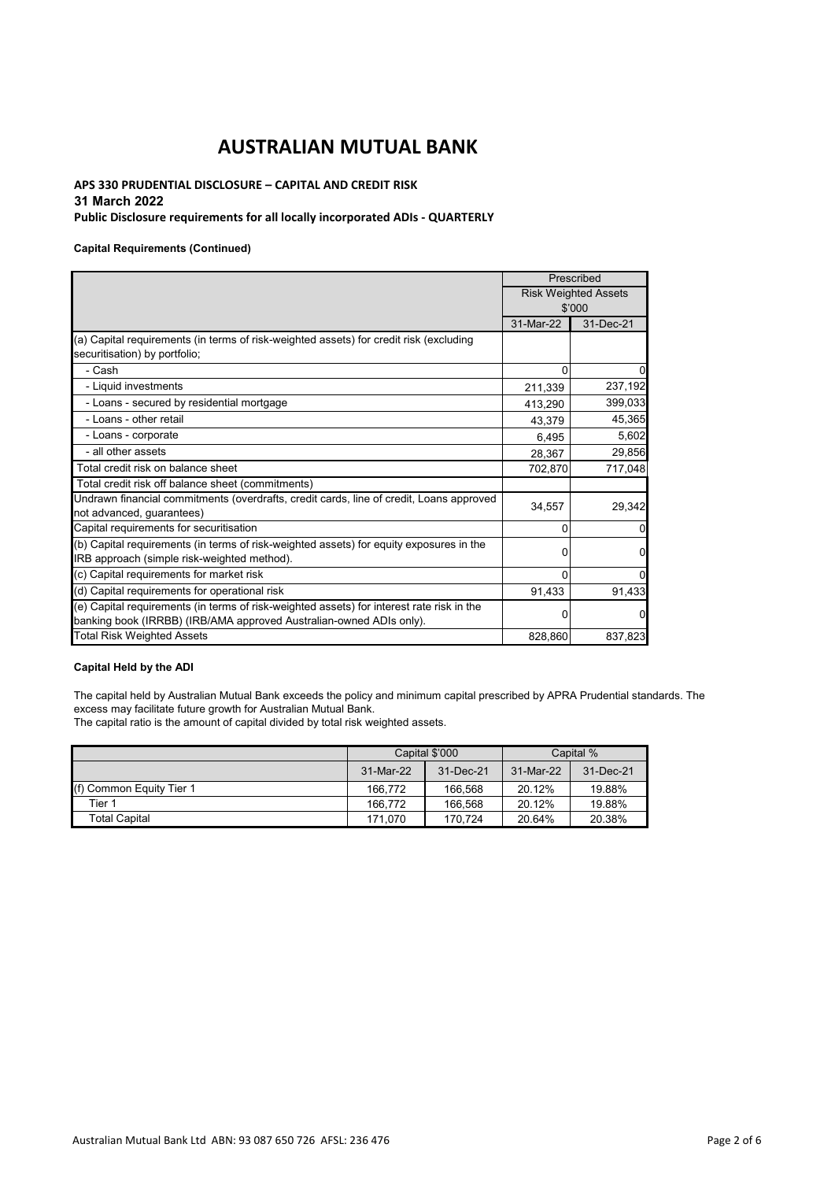# AUSTRALIAN MUTUAL BANK

**APS 330 PRUDENTIAL DISCLOSURE – CAPITAL AND CREDIT RISK**

**31 March 2022**

**Public Disclosure requirements for all locally incorporated ADIs - QUARTERLY**

**Capital Requirements (Continued)**

| | Prescribed | |
|---|---|---|
| | Risk Weighted Assets $'000 | |
| | 31-Mar-22 | 31-Dec-21 |
| (a) Capital requirements (in terms of risk-weighted assets) for credit risk (excluding securitisation) by portfolio; | | |
| - Cash | 0 | 0 |
| - Liquid investments | 211,339 | 237,192 |
| - Loans - secured by residential mortgage | 413,290 | 399,033 |
| - Loans - other retail | 43,379 | 45,365 |
| - Loans - corporate | 6,495 | 5,602 |
| - all other assets | 28,367 | 29,856 |
| Total credit risk on balance sheet | 702,870 | 717,048 |
| Total credit risk off balance sheet (commitments) | | |
| Undrawn financial commitments (overdrafts, credit cards, line of credit, Loans approved not advanced, guarantees) | 34,557 | 29,342 |
| Capital requirements for securitisation | 0 | 0 |
| (b) Capital requirements (in terms of risk-weighted assets) for equity exposures in the IRB approach (simple risk-weighted method). | 0 | 0 |
| (c) Capital requirements for market risk | 0 | 0 |
| (d) Capital requirements for operational risk | 91,433 | 91,433 |
| (e) Capital requirements (in terms of risk-weighted assets) for interest rate risk in the banking book (IRRBB) (IRB/AMA approved Australian-owned ADIs only). | 0 | 0 |
| Total Risk Weighted Assets | 828,860 | 837,823 |

**Capital Held by the ADI**

The capital held by Australian Mutual Bank exceeds the policy and minimum capital prescribed by APRA Prudential standards. The excess may facilitate future growth for Australian Mutual Bank.
The capital ratio is the amount of capital divided by total risk weighted assets.

| | Capital $'000 | | Capital % | |
|---|---|---|---|---|
| | 31-Mar-22 | 31-Dec-21 | 31-Mar-22 | 31-Dec-21 |
| (f) Common Equity Tier 1 | 166,772 | 166,568 | 20.12% | 19.88% |
| Tier 1 | 166,772 | 166,568 | 20.12% | 19.88% |
| Total Capital | 171,070 | 170,724 | 20.64% | 20.38% |

Australian Mutual Bank Ltd ABN: 93 087 650 726 AFSL: 236 476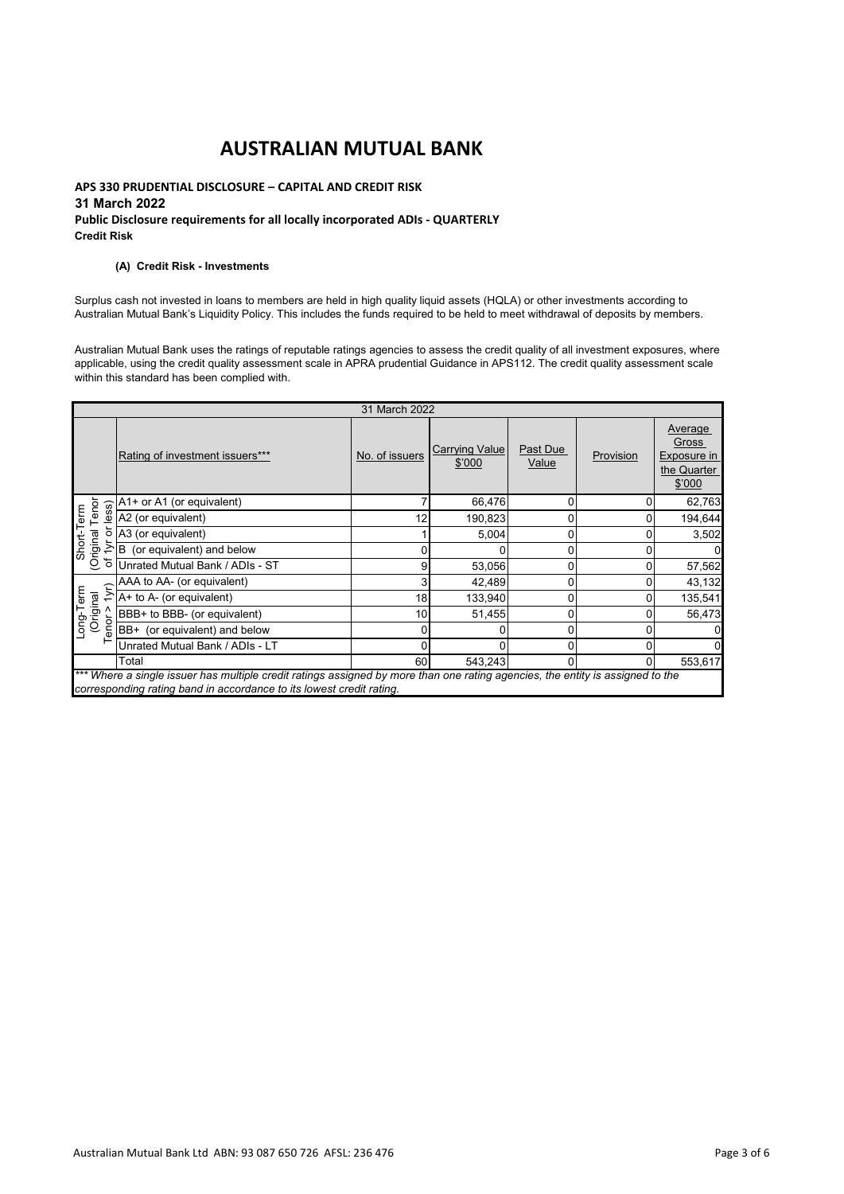# AUSTRALIAN MUTUAL BANK

**APS 330 PRUDENTIAL DISCLOSURE – CAPITAL AND CREDIT RISK**
**31 March 2022**
**Public Disclosure requirements for all locally incorporated ADIs - QUARTERLY**
**Credit Risk**

**(A) Credit Risk - Investments**

Surplus cash not invested in loans to members are held in high quality liquid assets (HQLA) or other investments according to Australian Mutual Bank's Liquidity Policy. This includes the funds required to be held to meet withdrawal of deposits by members.

Australian Mutual Bank uses the ratings of reputable ratings agencies to assess the credit quality of all investment exposures, where applicable, using the credit quality assessment scale in APRA prudential Guidance in APS112. The credit quality assessment scale within this standard has been complied with.

| 31 March 2022 | | | | | | |
|---|---|---|---|---|---|---|
| | Rating of investment issuers*** | No. of issuers | Carrying Value $'000 | Past Due Value | Provision | Average Gross Exposure in the Quarter $'000 |
| Short-Term (Original Tenor of 1yr or less) | A1+ or A1 (or equivalent) | 7 | 66,476 | 0 | 0 | 62,763 |
| | A2 (or equivalent) | 12 | 190,823 | 0 | 0 | 194,644 |
| | A3 (or equivalent) | 1 | 5,004 | 0 | 0 | 3,502 |
| | B (or equivalent) and below | 0 | 0 | 0 | 0 | 0 |
| | Unrated Mutual Bank / ADIs - ST | 9 | 53,056 | 0 | 0 | 57,562 |
| Long-Term (Original Tenor > 1yr) | AAA to AA- (or equivalent) | 3 | 42,489 | 0 | 0 | 43,132 |
| | A+ to A- (or equivalent) | 18 | 133,940 | 0 | 0 | 135,541 |
| | BBB+ to BBB- (or equivalent) | 10 | 51,455 | 0 | 0 | 56,473 |
| | BB+ (or equivalent) and below | 0 | 0 | 0 | 0 | 0 |
| | Unrated Mutual Bank / ADIs - LT | 0 | 0 | 0 | 0 | 0 |
| | Total | 60 | 543,243 | 0 | 0 | 553,617 |

*\*\*\* Where a single issuer has multiple credit ratings assigned by more than one rating agencies, the entity is assigned to the corresponding rating band in accordance to its lowest credit rating.*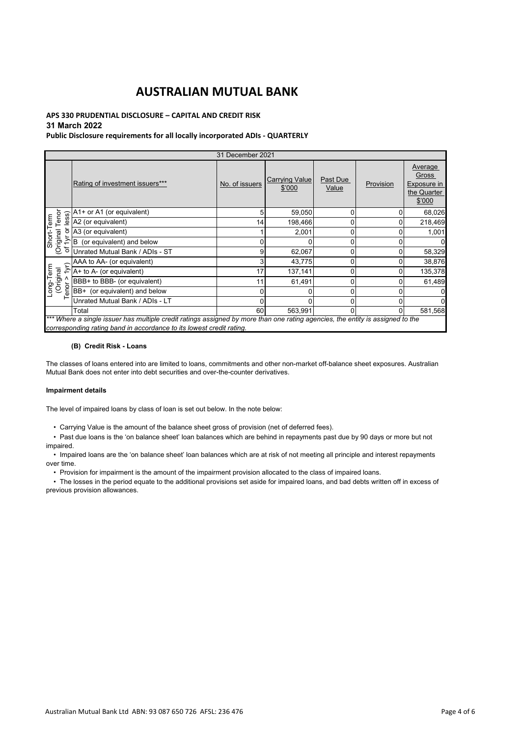# AUSTRALIAN MUTUAL BANK

**APS 330 PRUDENTIAL DISCLOSURE – CAPITAL AND CREDIT RISK**

**31 March 2022**

**Public Disclosure requirements for all locally incorporated ADIs - QUARTERLY**

| 31 December 2021 | | | | | | |
|---|---|---|---|---|---|---|
| | Rating of investment issuers*** | No. of issuers | Carrying Value $'000 | Past Due Value | Provision | Average Gross Exposure in the Quarter $'000 |
| Short-Term (Original Tenor of 1yr or less) | A1+ or A1 (or equivalent) | 5 | 59,050 | 0 | 0 | 68,026 |
| | A2 (or equivalent) | 14 | 198,466 | 0 | 0 | 218,469 |
| | A3 (or equivalent) | 1 | 2,001 | 0 | 0 | 1,001 |
| | B (or equivalent) and below | 0 | 0 | 0 | 0 | 0 |
| | Unrated Mutual Bank / ADIs - ST | 9 | 62,067 | 0 | 0 | 58,329 |
| Long-Term (Original Tenor > 1yr) | AAA to AA- (or equivalent) | 3 | 43,775 | 0 | 0 | 38,876 |
| | A+ to A- (or equivalent) | 17 | 137,141 | 0 | 0 | 135,378 |
| | BBB+ to BBB- (or equivalent) | 11 | 61,491 | 0 | 0 | 61,489 |
| | BB+ (or equivalent) and below | 0 | 0 | 0 | 0 | 0 |
| | Unrated Mutual Bank / ADIs - LT | 0 | 0 | 0 | 0 | 0 |
| | Total | 60 | 563,991 | 0 | 0 | 581,568 |

*\*\*\* Where a single issuer has multiple credit ratings assigned by more than one rating agencies, the entity is assigned to the corresponding rating band in accordance to its lowest credit rating.*

#### (B) Credit Risk - Loans

The classes of loans entered into are limited to loans, commitments and other non-market off-balance sheet exposures. Australian Mutual Bank does not enter into debt securities and over-the-counter derivatives.

**Impairment details**

The level of impaired loans by class of loan is set out below. In the note below:

- Carrying Value is the amount of the balance sheet gross of provision (net of deferred fees).
- Past due loans is the 'on balance sheet' loan balances which are behind in repayments past due by 90 days or more but not impaired.
- Impaired loans are the 'on balance sheet' loan balances which are at risk of not meeting all principle and interest repayments over time.
- Provision for impairment is the amount of the impairment provision allocated to the class of impaired loans.
- The losses in the period equate to the additional provisions set aside for impaired loans, and bad debts written off in excess of previous provision allowances.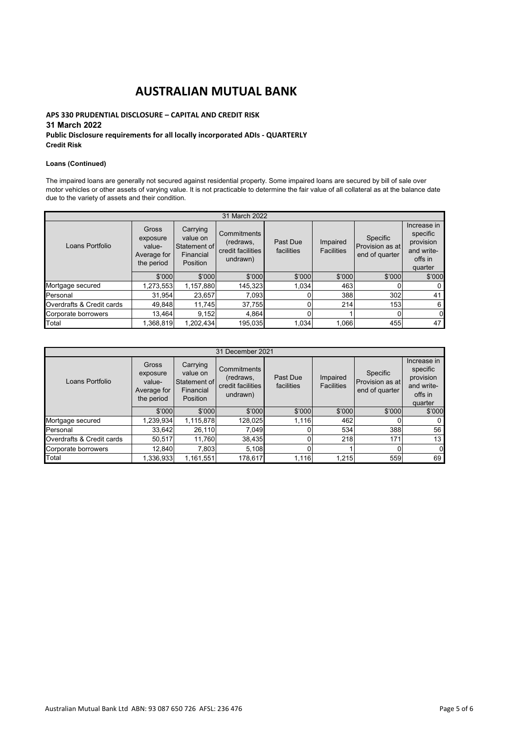# AUSTRALIAN MUTUAL BANK

**APS 330 PRUDENTIAL DISCLOSURE – CAPITAL AND CREDIT RISK**
**31 March 2022**
**Public Disclosure requirements for all locally incorporated ADIs - QUARTERLY**
**Credit Risk**

**Loans (Continued)**

The impaired loans are generally not secured against residential property. Some impaired loans are secured by bill of sale over motor vehicles or other assets of varying value. It is not practicable to determine the fair value of all collateral as at the balance date due to the variety of assets and their condition.

| 31 March 2022 | | | | | | | |
|---|---|---|---|---|---|---|---|
| Loans Portfolio | Gross exposure value- Average for the period | Carrying value on Statement of Financial Position | Commitments (redraws, credit facilities undrawn) | Past Due facilities | Impaired Facilities | Specific Provision as at end of quarter | Increase in specific provision and write-offs in quarter |
| | $'000 | $'000 | $'000 | $'000 | $'000 | $'000 | $'000 |
| Mortgage secured | 1,273,553 | 1,157,880 | 145,323 | 1,034 | 463 | 0 | 0 |
| Personal | 31,954 | 23,657 | 7,093 | 0 | 388 | 302 | 41 |
| Overdrafts & Credit cards | 49,848 | 11,745 | 37,755 | 0 | 214 | 153 | 6 |
| Corporate borrowers | 13,464 | 9,152 | 4,864 | 0 | 1 | 0 | 0 |
| Total | 1,368,819 | 1,202,434 | 195,035 | 1,034 | 1,066 | 455 | 47 |

| 31 December 2021 | | | | | | | |
|---|---|---|---|---|---|---|---|
| Loans Portfolio | Gross exposure value- Average for the period | Carrying value on Statement of Financial Position | Commitments (redraws, credit facilities undrawn) | Past Due facilities | Impaired Facilities | Specific Provision as at end of quarter | Increase in specific provision and write-offs in quarter |
| | $'000 | $'000 | $'000 | $'000 | $'000 | $'000 | $'000 |
| Mortgage secured | 1,239,934 | 1,115,878 | 128,025 | 1,116 | 462 | 0 | 0 |
| Personal | 33,642 | 26,110 | 7,049 | 0 | 534 | 388 | 56 |
| Overdrafts & Credit cards | 50,517 | 11,760 | 38,435 | 0 | 218 | 171 | 13 |
| Corporate borrowers | 12,840 | 7,803 | 5,108 | 0 | 1 | 0 | 0 |
| Total | 1,336,933 | 1,161,551 | 178,617 | 1,116 | 1,215 | 559 | 69 |

Australian Mutual Bank Ltd ABN: 93 087 650 726 AFSL: 236 476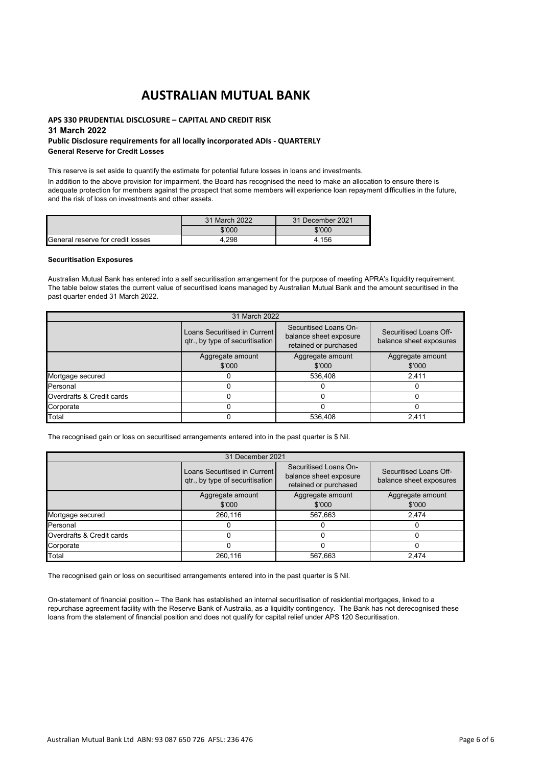# AUSTRALIAN MUTUAL BANK

**APS 330 PRUDENTIAL DISCLOSURE – CAPITAL AND CREDIT RISK**

**31 March 2022**

**Public Disclosure requirements for all locally incorporated ADIs - QUARTERLY**

**General Reserve for Credit Losses**

This reserve is set aside to quantify the estimate for potential future losses in loans and investments.

In addition to the above provision for impairment, the Board has recognised the need to make an allocation to ensure there is adequate protection for members against the prospect that some members will experience loan repayment difficulties in the future, and the risk of loss on investments and other assets.

| | 31 March 2022 | 31 December 2021 |
|---|---|---|
| | $'000 | $'000 |
| General reserve for credit losses | 4,298 | 4,156 |

**Securitisation Exposures**

Australian Mutual Bank has entered into a self securitisation arrangement for the purpose of meeting APRA's liquidity requirement. The table below states the current value of securitised loans managed by Australian Mutual Bank and the amount securitised in the past quarter ended 31 March 2022.

| 31 March 2022 | | | |
|---|---|---|---|
| | Loans Securitised in Current qtr., by type of securitisation | Securitised Loans On-balance sheet exposure retained or purchased | Securitised Loans Off-balance sheet exposures |
| | Aggregate amount $'000 | Aggregate amount $'000 | Aggregate amount $'000 |
| Mortgage secured | 0 | 536,408 | 2,411 |
| Personal | 0 | 0 | 0 |
| Overdrafts & Credit cards | 0 | 0 | 0 |
| Corporate | 0 | 0 | 0 |
| Total | 0 | 536,408 | 2,411 |

The recognised gain or loss on securitised arrangements entered into in the past quarter is $ Nil.

| 31 December 2021 | | | |
|---|---|---|---|
| | Loans Securitised in Current qtr., by type of securitisation | Securitised Loans On-balance sheet exposure retained or purchased | Securitised Loans Off-balance sheet exposures |
| | Aggregate amount $'000 | Aggregate amount $'000 | Aggregate amount $'000 |
| Mortgage secured | 260,116 | 567,663 | 2,474 |
| Personal | 0 | 0 | 0 |
| Overdrafts & Credit cards | 0 | 0 | 0 |
| Corporate | 0 | 0 | 0 |
| Total | 260,116 | 567,663 | 2,474 |

The recognised gain or loss on securitised arrangements entered into in the past quarter is $ Nil.

On-statement of financial position – The Bank has established an internal securitisation of residential mortgages, linked to a repurchase agreement facility with the Reserve Bank of Australia, as a liquidity contingency. The Bank has not derecognised these loans from the statement of financial position and does not qualify for capital relief under APS 120 Securitisation.

Australian Mutual Bank Ltd ABN: 93 087 650 726 AFSL: 236 476